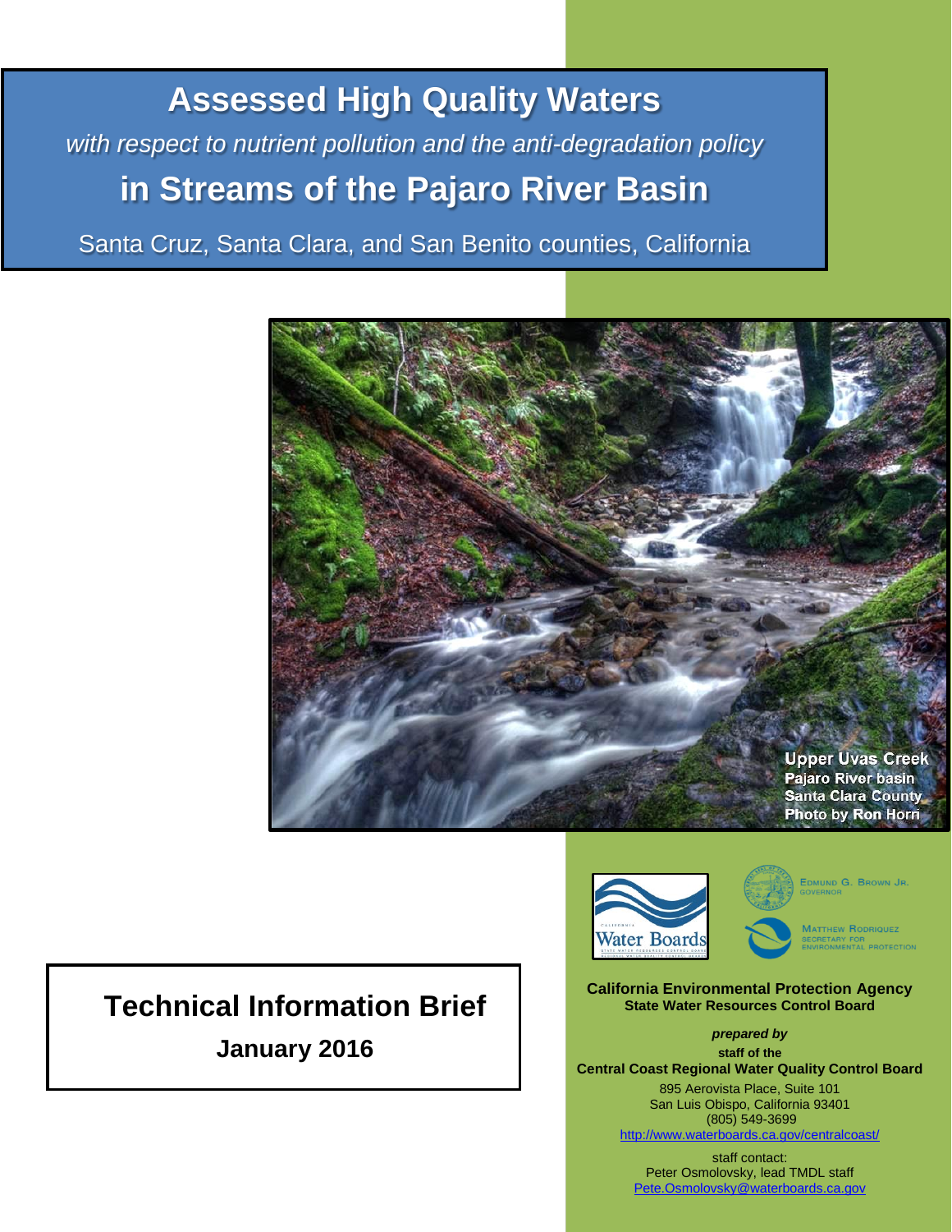# Assessed High Quality Waters

*with respect to nutrient pollution and the anti-degradation policy*

## in Streams of the Pajaro River Basin

Santa Cruz, Santa Clara, and San Benito counties, California

Upper Uvas Creek
Pajaro River basin
Santa Clara County
Photo by Ron Horn

Water Boards

EDMUND G. BROWN JR.
GOVERNOR

MATTHEW RODRIQUEZ
SECRETARY FOR
ENVIRONMENTAL PROTECTION

**Technical Information Brief**

**January 2016**

**California Environmental Protection Agency**
**State Water Resources Control Board**

***prepared by***

**staff of the**
**Central Coast Regional Water Quality Control Board**

895 Aerovista Place, Suite 101
San Luis Obispo, California 93401
(805) 549-3699
http://www.waterboards.ca.gov/centralcoast/

staff contact:
Peter Osmolovsky, lead TMDL staff
Pete.Osmolovsky@waterboards.ca.gov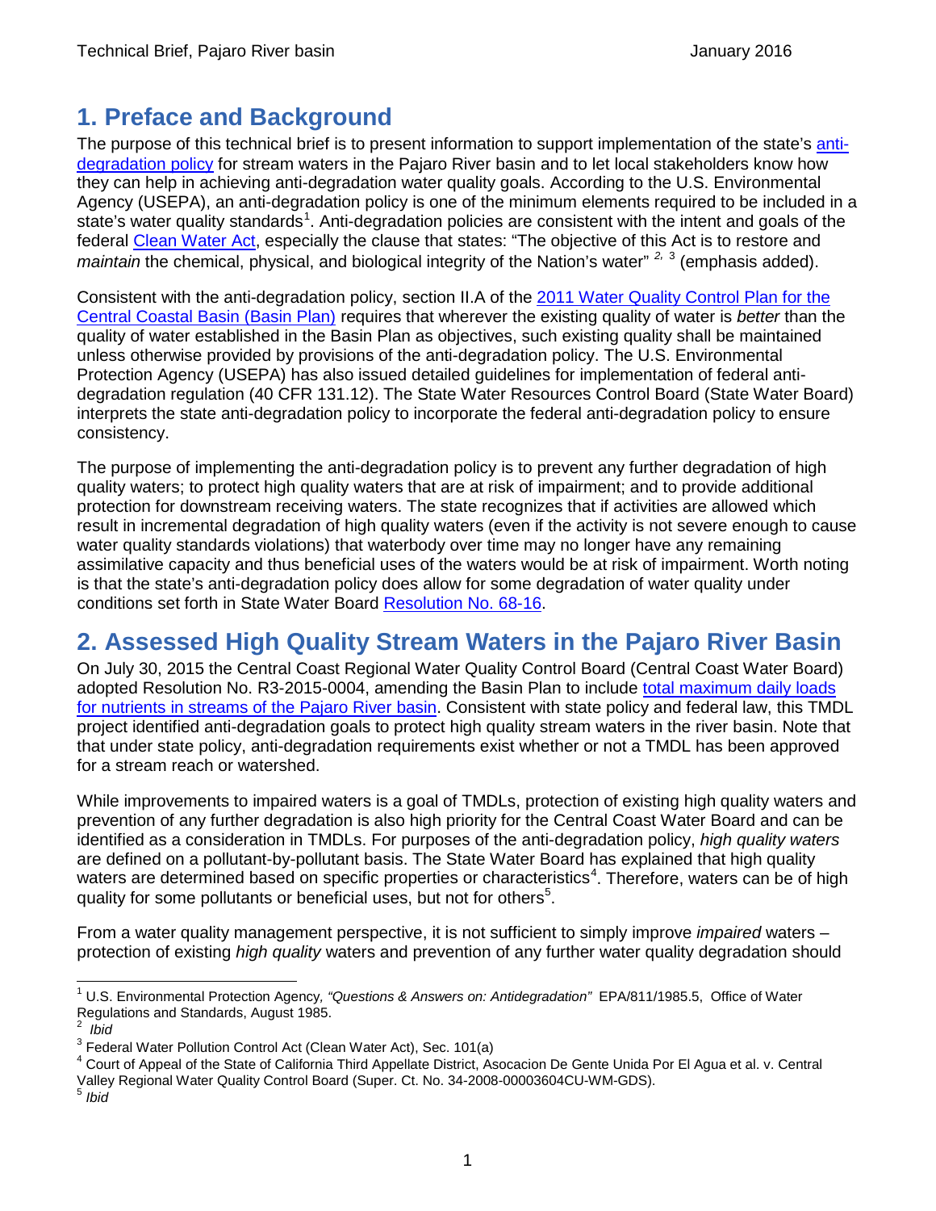# 1. Preface and Background

The purpose of this technical brief is to present information to support implementation of the state's anti-degradation policy for stream waters in the Pajaro River basin and to let local stakeholders know how they can help in achieving anti-degradation water quality goals. According to the U.S. Environmental Agency (USEPA), an anti-degradation policy is one of the minimum elements required to be included in a state's water quality standards[1]. Anti-degradation policies are consistent with the intent and goals of the federal Clean Water Act, especially the clause that states: "The objective of this Act is to restore and *maintain* the chemical, physical, and biological integrity of the Nation's water" [2, 3] (emphasis added).

Consistent with the anti-degradation policy, section II.A of the 2011 Water Quality Control Plan for the Central Coastal Basin (Basin Plan) requires that wherever the existing quality of water is *better* than the quality of water established in the Basin Plan as objectives, such existing quality shall be maintained unless otherwise provided by provisions of the anti-degradation policy. The U.S. Environmental Protection Agency (USEPA) has also issued detailed guidelines for implementation of federal anti-degradation regulation (40 CFR 131.12). The State Water Resources Control Board (State Water Board) interprets the state anti-degradation policy to incorporate the federal anti-degradation policy to ensure consistency.

The purpose of implementing the anti-degradation policy is to prevent any further degradation of high quality waters; to protect high quality waters that are at risk of impairment; and to provide additional protection for downstream receiving waters. The state recognizes that if activities are allowed which result in incremental degradation of high quality waters (even if the activity is not severe enough to cause water quality standards violations) that waterbody over time may no longer have any remaining assimilative capacity and thus beneficial uses of the waters would be at risk of impairment. Worth noting is that the state's anti-degradation policy does allow for some degradation of water quality under conditions set forth in State Water Board Resolution No. 68-16.

# 2. Assessed High Quality Stream Waters in the Pajaro River Basin

On July 30, 2015 the Central Coast Regional Water Quality Control Board (Central Coast Water Board) adopted Resolution No. R3-2015-0004, amending the Basin Plan to include total maximum daily loads for nutrients in streams of the Pajaro River basin. Consistent with state policy and federal law, this TMDL project identified anti-degradation goals to protect high quality stream waters in the river basin. Note that that under state policy, anti-degradation requirements exist whether or not a TMDL has been approved for a stream reach or watershed.

While improvements to impaired waters is a goal of TMDLs, protection of existing high quality waters and prevention of any further degradation is also high priority for the Central Coast Water Board and can be identified as a consideration in TMDLs. For purposes of the anti-degradation policy, *high quality waters* are defined on a pollutant-by-pollutant basis. The State Water Board has explained that high quality waters are determined based on specific properties or characteristics[4]. Therefore, waters can be of high quality for some pollutants or beneficial uses, but not for others[5].

From a water quality management perspective, it is not sufficient to simply improve *impaired* waters – protection of existing *high quality* waters and prevention of any further water quality degradation should

---

[1] U.S. Environmental Protection Agency, *"Questions & Answers on: Antidegradation"* EPA/811/1985.5, Office of Water Regulations and Standards, August 1985.

[2] *Ibid*

[3] Federal Water Pollution Control Act (Clean Water Act), Sec. 101(a)

[4] Court of Appeal of the State of California Third Appellate District, Asocacion De Gente Unida Por El Agua et al. v. Central Valley Regional Water Quality Control Board (Super. Ct. No. 34-2008-00003604CU-WM-GDS).

[5] *Ibid*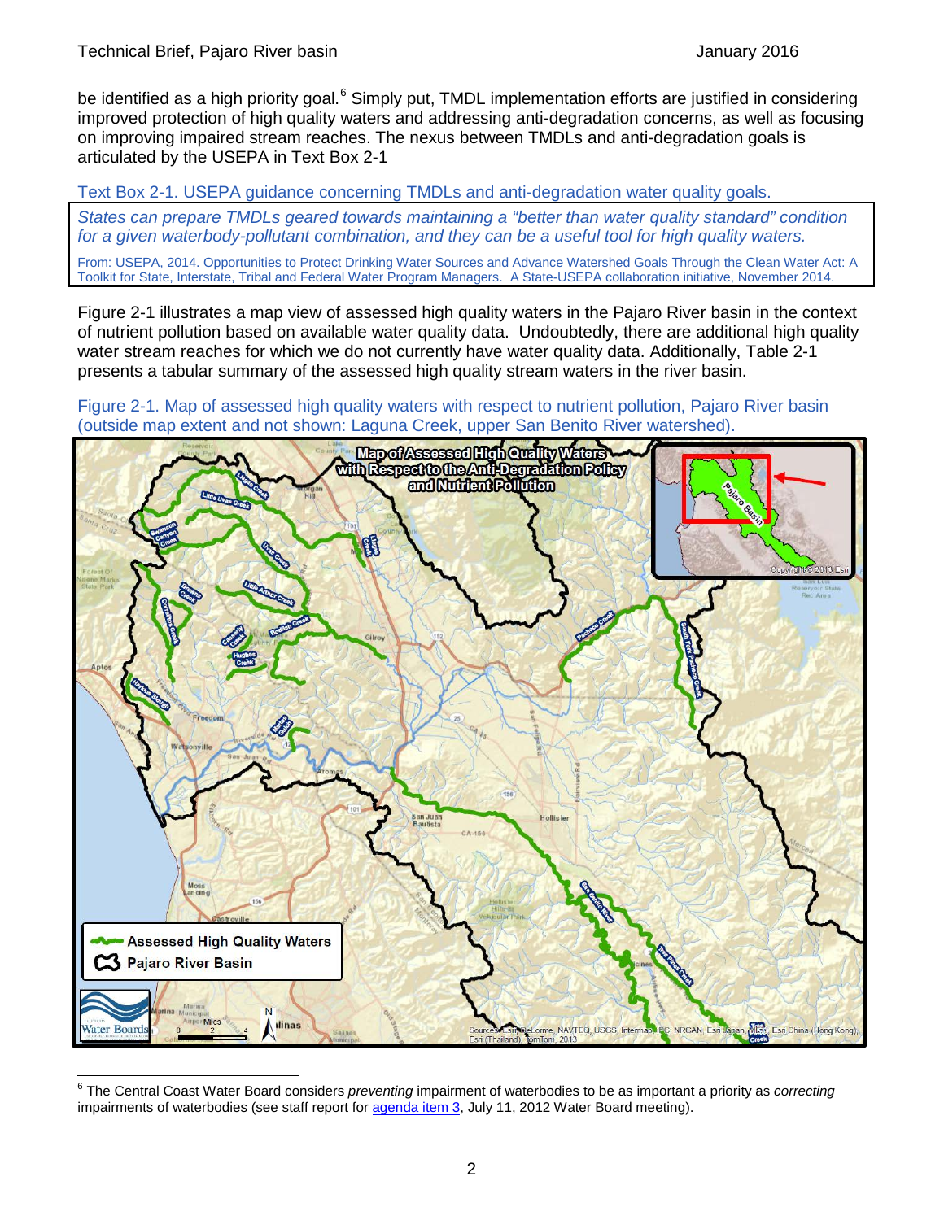be identified as a high priority goal.[6] Simply put, TMDL implementation efforts are justified in considering improved protection of high quality waters and addressing anti-degradation concerns, as well as focusing on improving impaired stream reaches. The nexus between TMDLs and anti-degradation goals is articulated by the USEPA in Text Box 2-1

Text Box 2-1. USEPA guidance concerning TMDLs and anti-degradation water quality goals.

> *States can prepare TMDLs geared towards maintaining a "better than water quality standard" condition for a given waterbody-pollutant combination, and they can be a useful tool for high quality waters.*
>
> From: USEPA, 2014. Opportunities to Protect Drinking Water Sources and Advance Watershed Goals Through the Clean Water Act: A Toolkit for State, Interstate, Tribal and Federal Water Program Managers. A State-USEPA collaboration initiative, November 2014.

Figure 2-1 illustrates a map view of assessed high quality waters in the Pajaro River basin in the context of nutrient pollution based on available water quality data. Undoubtedly, there are additional high quality water stream reaches for which we do not currently have water quality data. Additionally, Table 2-1 presents a tabular summary of the assessed high quality stream waters in the river basin.

Figure 2-1. Map of assessed high quality waters with respect to nutrient pollution, Pajaro River basin (outside map extent and not shown: Laguna Creek, upper San Benito River watershed).

[6] The Central Coast Water Board considers *preventing* impairment of waterbodies to be as important a priority as *correcting* impairments of waterbodies (see staff report for agenda item 3, July 11, 2012 Water Board meeting).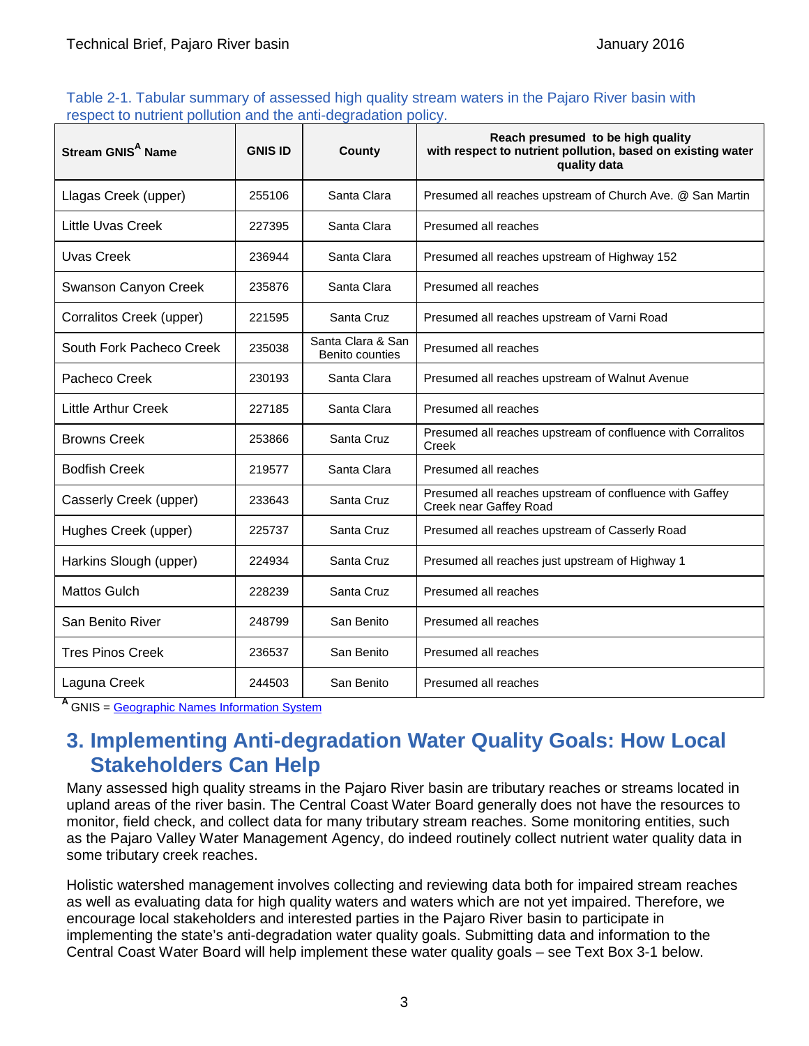Table 2-1. Tabular summary of assessed high quality stream waters in the Pajaro River basin with respect to nutrient pollution and the anti-degradation policy.

| Stream GNIS[A] Name | GNIS ID | County | Reach presumed to be high quality with respect to nutrient pollution, based on existing water quality data |
|---|---|---|---|
| Llagas Creek (upper) | 255106 | Santa Clara | Presumed all reaches upstream of Church Ave. @ San Martin |
| Little Uvas Creek | 227395 | Santa Clara | Presumed all reaches |
| Uvas Creek | 236944 | Santa Clara | Presumed all reaches upstream of Highway 152 |
| Swanson Canyon Creek | 235876 | Santa Clara | Presumed all reaches |
| Corralitos Creek (upper) | 221595 | Santa Cruz | Presumed all reaches upstream of Varni Road |
| South Fork Pacheco Creek | 235038 | Santa Clara & San Benito counties | Presumed all reaches |
| Pacheco Creek | 230193 | Santa Clara | Presumed all reaches upstream of Walnut Avenue |
| Little Arthur Creek | 227185 | Santa Clara | Presumed all reaches |
| Browns Creek | 253866 | Santa Cruz | Presumed all reaches upstream of confluence with Corralitos Creek |
| Bodfish Creek | 219577 | Santa Clara | Presumed all reaches |
| Casserly Creek (upper) | 233643 | Santa Cruz | Presumed all reaches upstream of confluence with Gaffey Creek near Gaffey Road |
| Hughes Creek (upper) | 225737 | Santa Cruz | Presumed all reaches upstream of Casserly Road |
| Harkins Slough (upper) | 224934 | Santa Cruz | Presumed all reaches just upstream of Highway 1 |
| Mattos Gulch | 228239 | Santa Cruz | Presumed all reaches |
| San Benito River | 248799 | San Benito | Presumed all reaches |
| Tres Pinos Creek | 236537 | San Benito | Presumed all reaches |
| Laguna Creek | 244503 | San Benito | Presumed all reaches |

[A] GNIS = Geographic Names Information System

# 3. Implementing Anti-degradation Water Quality Goals: How Local Stakeholders Can Help

Many assessed high quality streams in the Pajaro River basin are tributary reaches or streams located in upland areas of the river basin. The Central Coast Water Board generally does not have the resources to monitor, field check, and collect data for many tributary stream reaches. Some monitoring entities, such as the Pajaro Valley Water Management Agency, do indeed routinely collect nutrient water quality data in some tributary creek reaches.

Holistic watershed management involves collecting and reviewing data both for impaired stream reaches as well as evaluating data for high quality waters and waters which are not yet impaired. Therefore, we encourage local stakeholders and interested parties in the Pajaro River basin to participate in implementing the state's anti-degradation water quality goals. Submitting data and information to the Central Coast Water Board will help implement these water quality goals – see Text Box 3-1 below.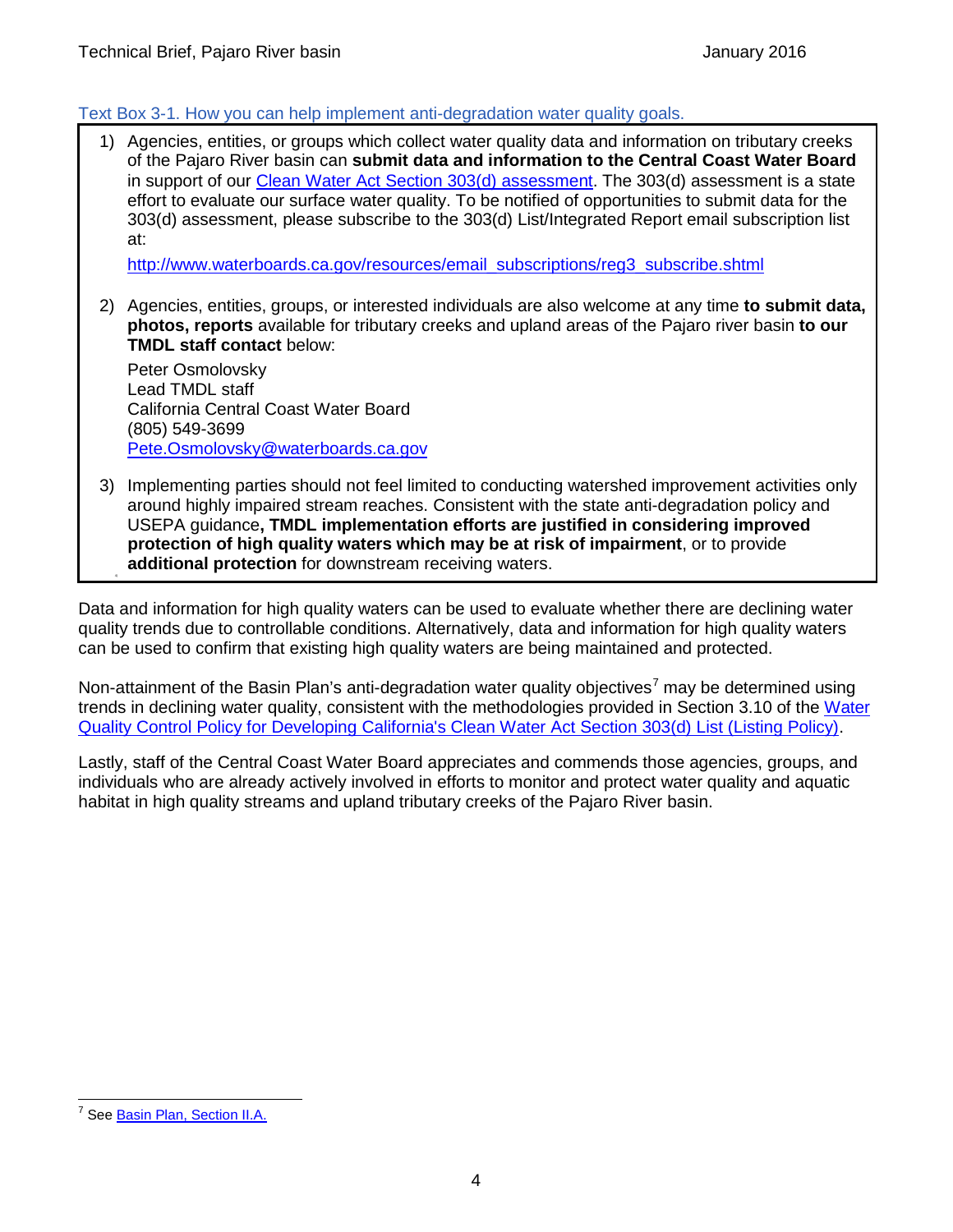Text Box 3-1. How you can help implement anti-degradation water quality goals.

1) Agencies, entities, or groups which collect water quality data and information on tributary creeks of the Pajaro River basin can **submit data and information to the Central Coast Water Board** in support of our Clean Water Act Section 303(d) assessment. The 303(d) assessment is a state effort to evaluate our surface water quality. To be notified of opportunities to submit data for the 303(d) assessment, please subscribe to the 303(d) List/Integrated Report email subscription list at:

   http://www.waterboards.ca.gov/resources/email_subscriptions/reg3_subscribe.shtml

2) Agencies, entities, groups, or interested individuals are also welcome at any time **to submit data, photos, reports** available for tributary creeks and upland areas of the Pajaro river basin **to our TMDL staff contact** below:

   Peter Osmolovsky
   Lead TMDL staff
   California Central Coast Water Board
   (805) 549-3699
   Pete.Osmolovsky@waterboards.ca.gov

3) Implementing parties should not feel limited to conducting watershed improvement activities only around highly impaired stream reaches. Consistent with the state anti-degradation policy and USEPA guidance**, TMDL implementation efforts are justified in considering improved protection of high quality waters which may be at risk of impairment**, or to provide **additional protection** for downstream receiving waters.

Data and information for high quality waters can be used to evaluate whether there are declining water quality trends due to controllable conditions. Alternatively, data and information for high quality waters can be used to confirm that existing high quality waters are being maintained and protected.

Non-attainment of the Basin Plan's anti-degradation water quality objectives[7] may be determined using trends in declining water quality, consistent with the methodologies provided in Section 3.10 of the Water Quality Control Policy for Developing California's Clean Water Act Section 303(d) List (Listing Policy).

Lastly, staff of the Central Coast Water Board appreciates and commends those agencies, groups, and individuals who are already actively involved in efforts to monitor and protect water quality and aquatic habitat in high quality streams and upland tributary creeks of the Pajaro River basin.

[7] See Basin Plan, Section II.A.